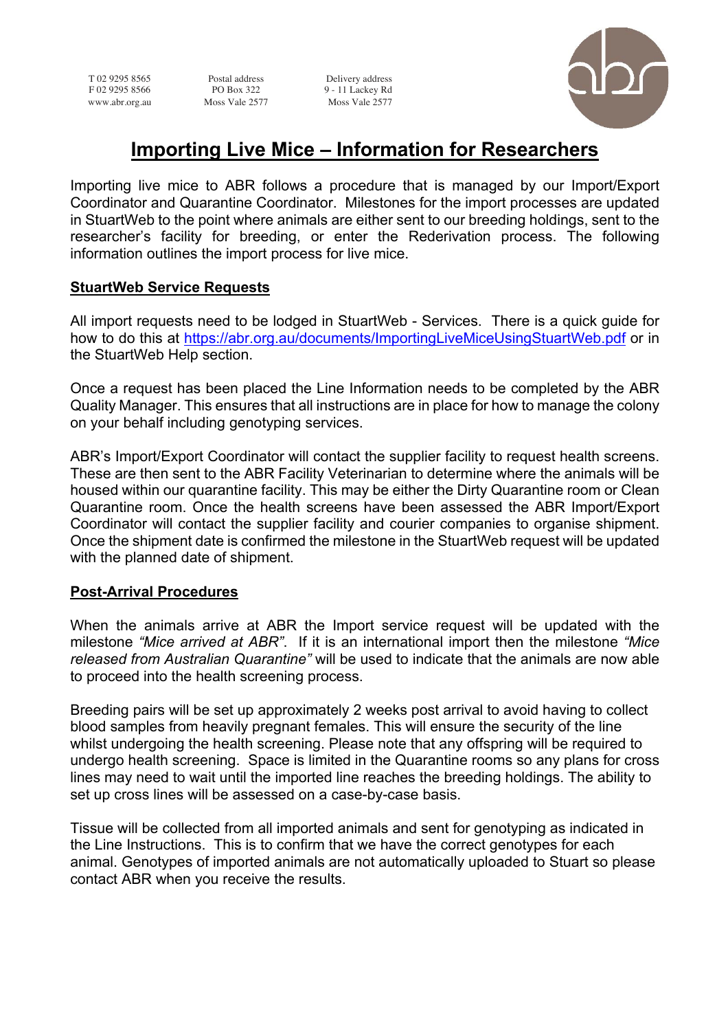T 02 9295 8565
F 02 9295 8566
www.abr.org.au

Postal address
PO Box 322
Moss Vale 2577

Delivery address
9 - 11 Lackey Rd
Moss Vale 2577

# Importing Live Mice – Information for Researchers

Importing live mice to ABR follows a procedure that is managed by our Import/Export Coordinator and Quarantine Coordinator. Milestones for the import processes are updated in StuartWeb to the point where animals are either sent to our breeding holdings, sent to the researcher's facility for breeding, or enter the Rederivation process. The following information outlines the import process for live mice.

## StuartWeb Service Requests

All import requests need to be lodged in StuartWeb - Services. There is a quick guide for how to do this at https://abr.org.au/documents/ImportingLiveMiceUsingStuartWeb.pdf or in the StuartWeb Help section.

Once a request has been placed the Line Information needs to be completed by the ABR Quality Manager. This ensures that all instructions are in place for how to manage the colony on your behalf including genotyping services.

ABR's Import/Export Coordinator will contact the supplier facility to request health screens. These are then sent to the ABR Facility Veterinarian to determine where the animals will be housed within our quarantine facility. This may be either the Dirty Quarantine room or Clean Quarantine room. Once the health screens have been assessed the ABR Import/Export Coordinator will contact the supplier facility and courier companies to organise shipment. Once the shipment date is confirmed the milestone in the StuartWeb request will be updated with the planned date of shipment.

## Post-Arrival Procedures

When the animals arrive at ABR the Import service request will be updated with the milestone *"Mice arrived at ABR"*. If it is an international import then the milestone *"Mice released from Australian Quarantine"* will be used to indicate that the animals are now able to proceed into the health screening process.

Breeding pairs will be set up approximately 2 weeks post arrival to avoid having to collect blood samples from heavily pregnant females. This will ensure the security of the line whilst undergoing the health screening. Please note that any offspring will be required to undergo health screening. Space is limited in the Quarantine rooms so any plans for cross lines may need to wait until the imported line reaches the breeding holdings. The ability to set up cross lines will be assessed on a case-by-case basis.

Tissue will be collected from all imported animals and sent for genotyping as indicated in the Line Instructions. This is to confirm that we have the correct genotypes for each animal. Genotypes of imported animals are not automatically uploaded to Stuart so please contact ABR when you receive the results.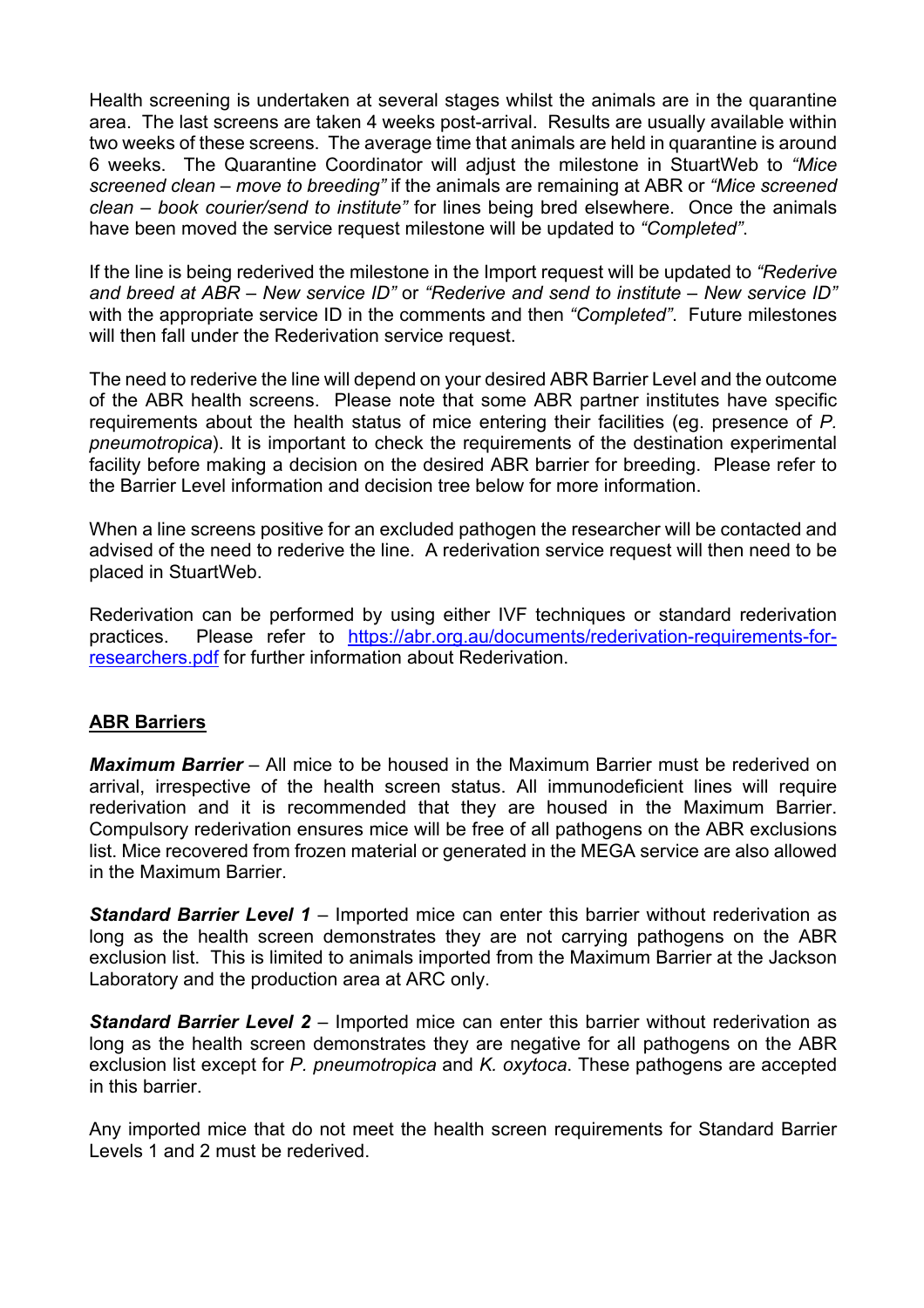Health screening is undertaken at several stages whilst the animals are in the quarantine area. The last screens are taken 4 weeks post-arrival. Results are usually available within two weeks of these screens. The average time that animals are held in quarantine is around 6 weeks. The Quarantine Coordinator will adjust the milestone in StuartWeb to *"Mice screened clean – move to breeding"* if the animals are remaining at ABR or *"Mice screened clean – book courier/send to institute"* for lines being bred elsewhere. Once the animals have been moved the service request milestone will be updated to *"Completed"*.

If the line is being rederived the milestone in the Import request will be updated to *"Rederive and breed at ABR – New service ID"* or *"Rederive and send to institute – New service ID"* with the appropriate service ID in the comments and then *"Completed"*. Future milestones will then fall under the Rederivation service request.

The need to rederive the line will depend on your desired ABR Barrier Level and the outcome of the ABR health screens. Please note that some ABR partner institutes have specific requirements about the health status of mice entering their facilities (eg. presence of *P. pneumotropica*). It is important to check the requirements of the destination experimental facility before making a decision on the desired ABR barrier for breeding. Please refer to the Barrier Level information and decision tree below for more information.

When a line screens positive for an excluded pathogen the researcher will be contacted and advised of the need to rederive the line. A rederivation service request will then need to be placed in StuartWeb.

Rederivation can be performed by using either IVF techniques or standard rederivation practices. Please refer to [https://abr.org.au/documents/rederivation-requirements-for-researchers.pdf](https://abr.org.au/documents/rederivation-requirements-for-researchers.pdf) for further information about Rederivation.

## ABR Barriers

***Maximum Barrier*** – All mice to be housed in the Maximum Barrier must be rederived on arrival, irrespective of the health screen status. All immunodeficient lines will require rederivation and it is recommended that they are housed in the Maximum Barrier. Compulsory rederivation ensures mice will be free of all pathogens on the ABR exclusions list. Mice recovered from frozen material or generated in the MEGA service are also allowed in the Maximum Barrier.

***Standard Barrier Level 1*** – Imported mice can enter this barrier without rederivation as long as the health screen demonstrates they are not carrying pathogens on the ABR exclusion list. This is limited to animals imported from the Maximum Barrier at the Jackson Laboratory and the production area at ARC only.

***Standard Barrier Level 2*** – Imported mice can enter this barrier without rederivation as long as the health screen demonstrates they are negative for all pathogens on the ABR exclusion list except for *P. pneumotropica* and *K. oxytoca*. These pathogens are accepted in this barrier.

Any imported mice that do not meet the health screen requirements for Standard Barrier Levels 1 and 2 must be rederived.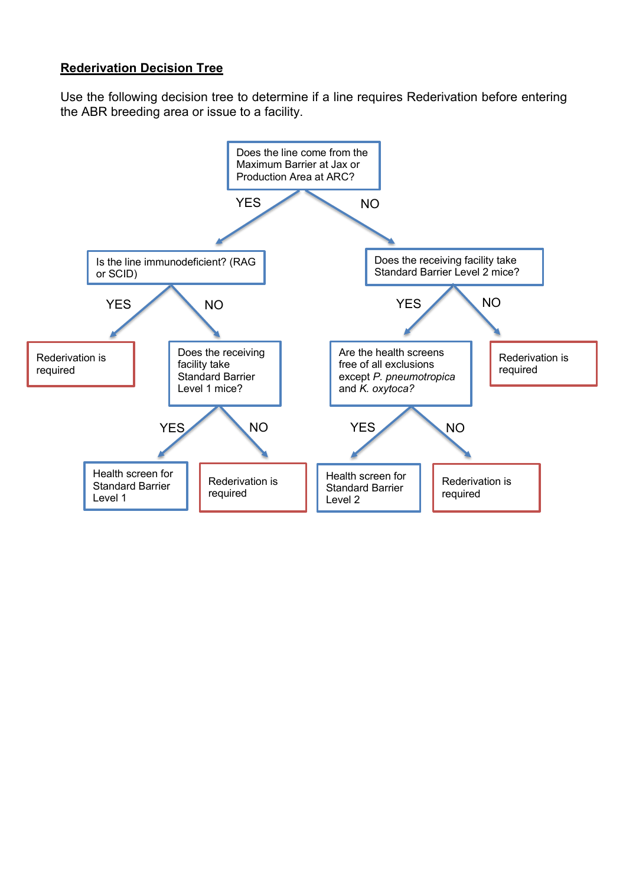**Rederivation Decision Tree**

Use the following decision tree to determine if a line requires Rederivation before entering the ABR breeding area or issue to a facility.

Does the line come from the Maximum Barrier at Jax or Production Area at ARC?

YES

NO

Is the line immunodeficient? (RAG or SCID)

Does the receiving facility take Standard Barrier Level 2 mice?

YES

NO

YES

NO

Rederivation is required

Does the receiving facility take Standard Barrier Level 1 mice?

Are the health screens free of all exclusions except *P. pneumotropica* and *K. oxytoca?*

Rederivation is required

YES

NO

YES

NO

Health screen for Standard Barrier Level 1

Rederivation is required

Health screen for Standard Barrier Level 2

Rederivation is required